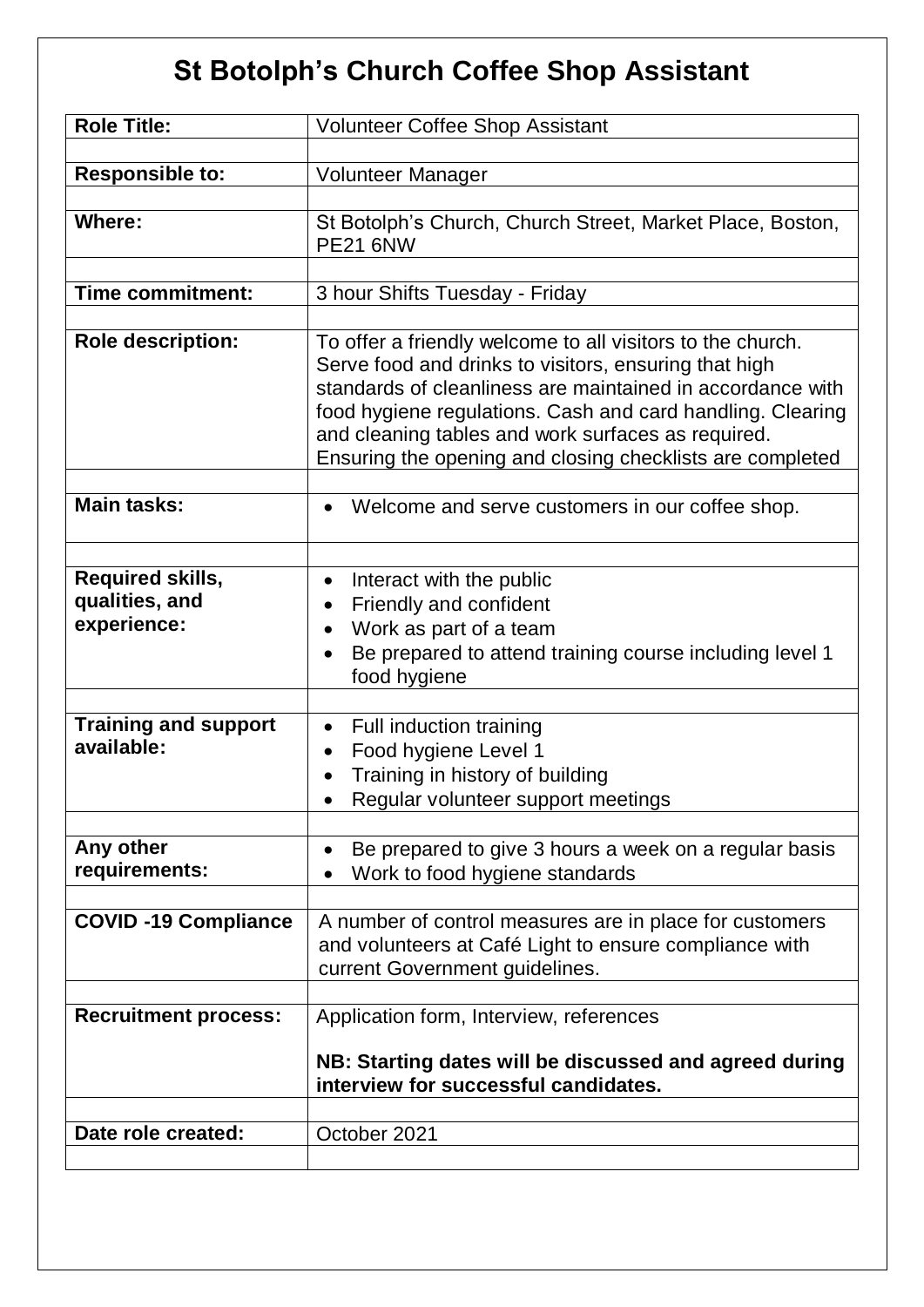# St Botolph's Church Coffee Shop Assistant

| | |
|---|---|
| **Role Title:** | Volunteer Coffee Shop Assistant |
| **Responsible to:** | Volunteer Manager |
| **Where:** | St Botolph's Church, Church Street, Market Place, Boston, PE21 6NW |
| **Time commitment:** | 3 hour Shifts Tuesday - Friday |
| **Role description:** | To offer a friendly welcome to all visitors to the church. Serve food and drinks to visitors, ensuring that high standards of cleanliness are maintained in accordance with food hygiene regulations. Cash and card handling. Clearing and cleaning tables and work surfaces as required. Ensuring the opening and closing checklists are completed |
| **Main tasks:** | • Welcome and serve customers in our coffee shop. |
| **Required skills, qualities, and experience:** | • Interact with the public<br>• Friendly and confident<br>• Work as part of a team<br>• Be prepared to attend training course including level 1 food hygiene |
| **Training and support available:** | • Full induction training<br>• Food hygiene Level 1<br>• Training in history of building<br>• Regular volunteer support meetings |
| **Any other requirements:** | • Be prepared to give 3 hours a week on a regular basis<br>• Work to food hygiene standards |
| **COVID -19 Compliance** | A number of control measures are in place for customers and volunteers at Café Light to ensure compliance with current Government guidelines. |
| **Recruitment process:** | Application form, Interview, references<br><br>**NB: Starting dates will be discussed and agreed during interview for successful candidates.** |
| **Date role created:** | October 2021 |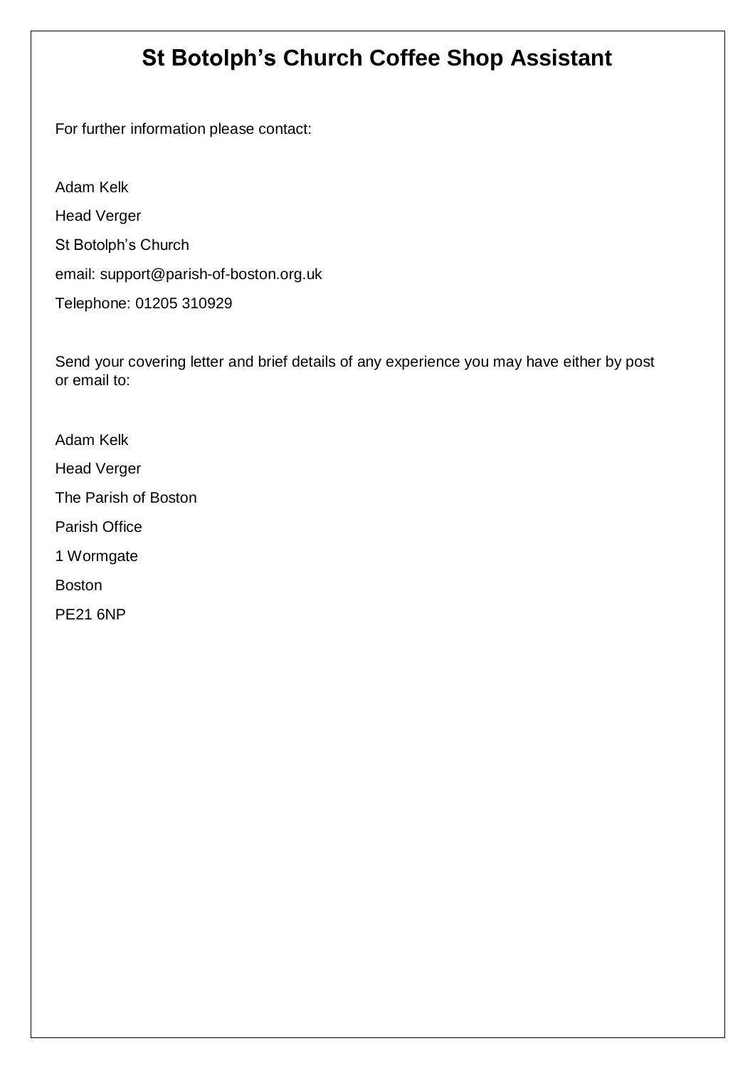# St Botolph's Church Coffee Shop Assistant

For further information please contact:

Adam Kelk

Head Verger

St Botolph's Church

email: support@parish-of-boston.org.uk

Telephone: 01205 310929

Send your covering letter and brief details of any experience you may have either by post or email to:

Adam Kelk

Head Verger

The Parish of Boston

Parish Office

1 Wormgate

Boston

PE21 6NP